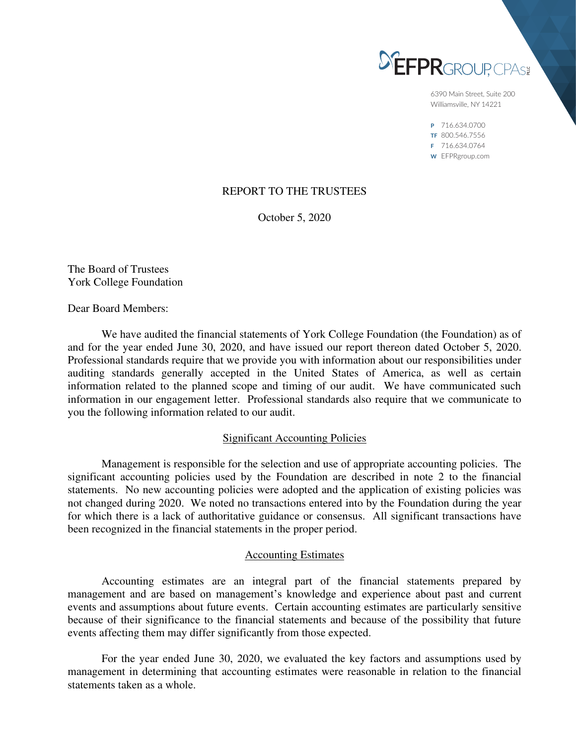EFPRGROUP, CPAs PLLC

6390 Main Street, Suite 200
Williamsville, NY 14221

P 716.634.0700
TF 800.546.7556
F 716.634.0764
W EFPRgroup.com

# REPORT TO THE TRUSTEES

October 5, 2020

The Board of Trustees
York College Foundation

Dear Board Members:

We have audited the financial statements of York College Foundation (the Foundation) as of and for the year ended June 30, 2020, and have issued our report thereon dated October 5, 2020. Professional standards require that we provide you with information about our responsibilities under auditing standards generally accepted in the United States of America, as well as certain information related to the planned scope and timing of our audit. We have communicated such information in our engagement letter. Professional standards also require that we communicate to you the following information related to our audit.

## Significant Accounting Policies

Management is responsible for the selection and use of appropriate accounting policies. The significant accounting policies used by the Foundation are described in note 2 to the financial statements. No new accounting policies were adopted and the application of existing policies was not changed during 2020. We noted no transactions entered into by the Foundation during the year for which there is a lack of authoritative guidance or consensus. All significant transactions have been recognized in the financial statements in the proper period.

## Accounting Estimates

Accounting estimates are an integral part of the financial statements prepared by management and are based on management's knowledge and experience about past and current events and assumptions about future events. Certain accounting estimates are particularly sensitive because of their significance to the financial statements and because of the possibility that future events affecting them may differ significantly from those expected.

For the year ended June 30, 2020, we evaluated the key factors and assumptions used by management in determining that accounting estimates were reasonable in relation to the financial statements taken as a whole.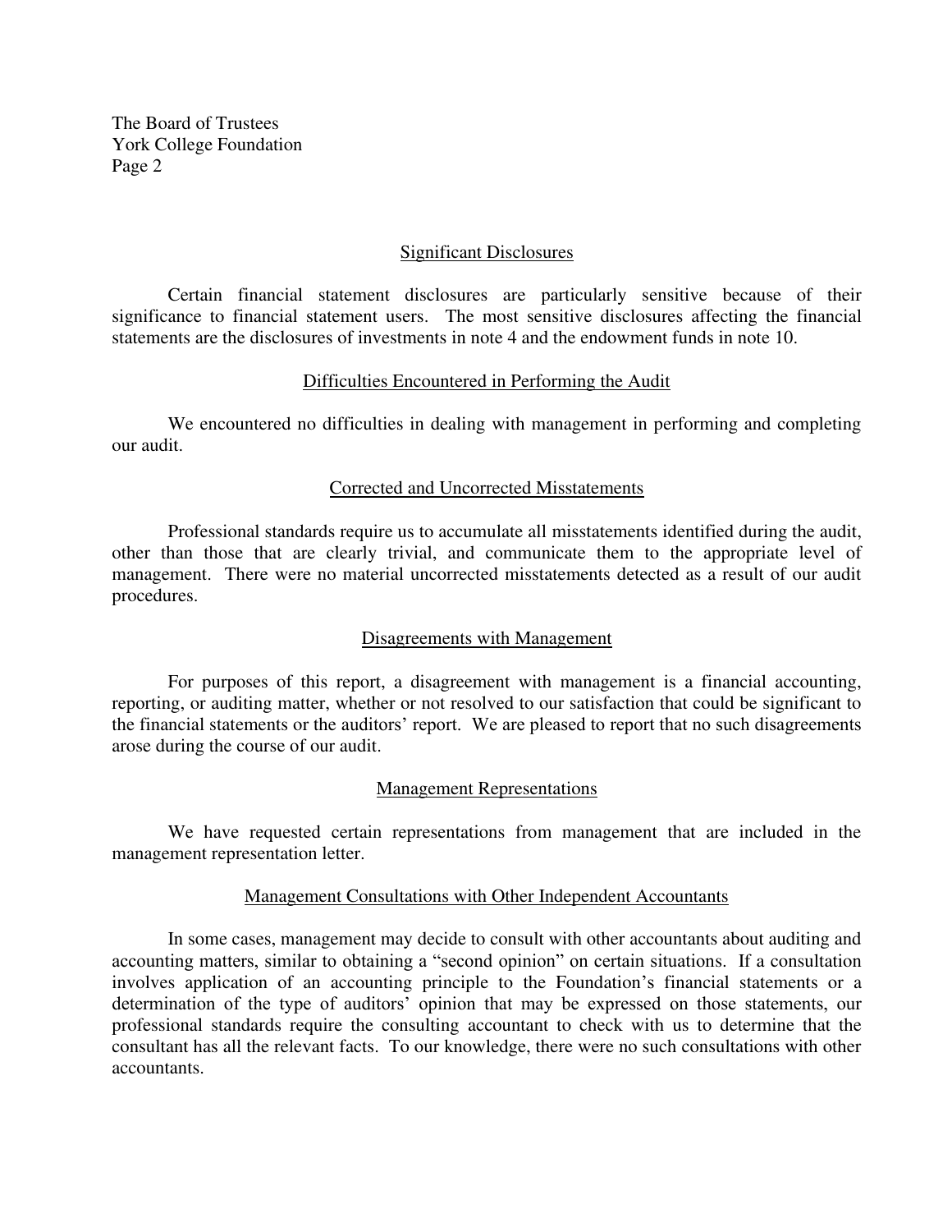The Board of Trustees
York College Foundation

## Significant Disclosures

Certain financial statement disclosures are particularly sensitive because of their significance to financial statement users. The most sensitive disclosures affecting the financial statements are the disclosures of investments in note 4 and the endowment funds in note 10.

## Difficulties Encountered in Performing the Audit

We encountered no difficulties in dealing with management in performing and completing our audit.

## Corrected and Uncorrected Misstatements

Professional standards require us to accumulate all misstatements identified during the audit, other than those that are clearly trivial, and communicate them to the appropriate level of management. There were no material uncorrected misstatements detected as a result of our audit procedures.

## Disagreements with Management

For purposes of this report, a disagreement with management is a financial accounting, reporting, or auditing matter, whether or not resolved to our satisfaction that could be significant to the financial statements or the auditors' report. We are pleased to report that no such disagreements arose during the course of our audit.

## Management Representations

We have requested certain representations from management that are included in the management representation letter.

## Management Consultations with Other Independent Accountants

In some cases, management may decide to consult with other accountants about auditing and accounting matters, similar to obtaining a "second opinion" on certain situations. If a consultation involves application of an accounting principle to the Foundation's financial statements or a determination of the type of auditors' opinion that may be expressed on those statements, our professional standards require the consulting accountant to check with us to determine that the consultant has all the relevant facts. To our knowledge, there were no such consultations with other accountants.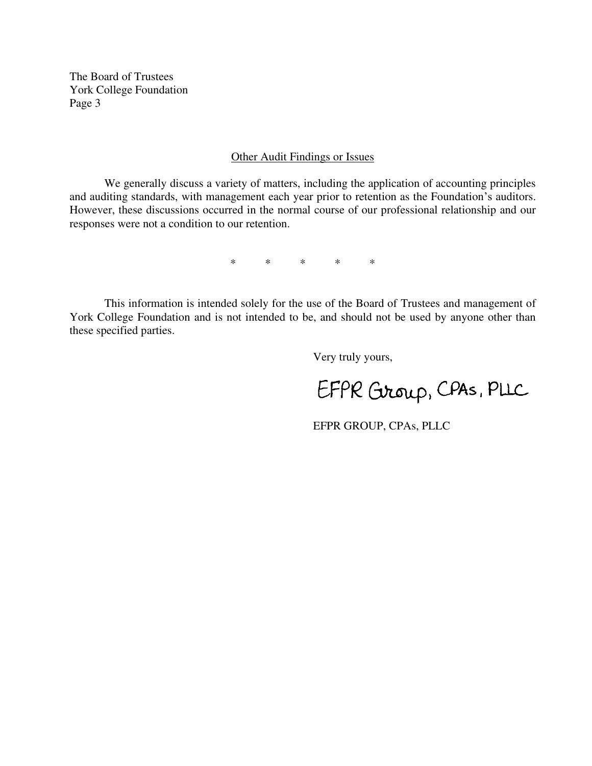The Board of Trustees
York College Foundation

## Other Audit Findings or Issues

We generally discuss a variety of matters, including the application of accounting principles and auditing standards, with management each year prior to retention as the Foundation's auditors. However, these discussions occurred in the normal course of our professional relationship and our responses were not a condition to our retention.

\* \* \* \* \*

This information is intended solely for the use of the Board of Trustees and management of York College Foundation and is not intended to be, and should not be used by anyone other than these specified parties.

Very truly yours,

EFPR Group, CPAs, PLLC

EFPR GROUP, CPAs, PLLC